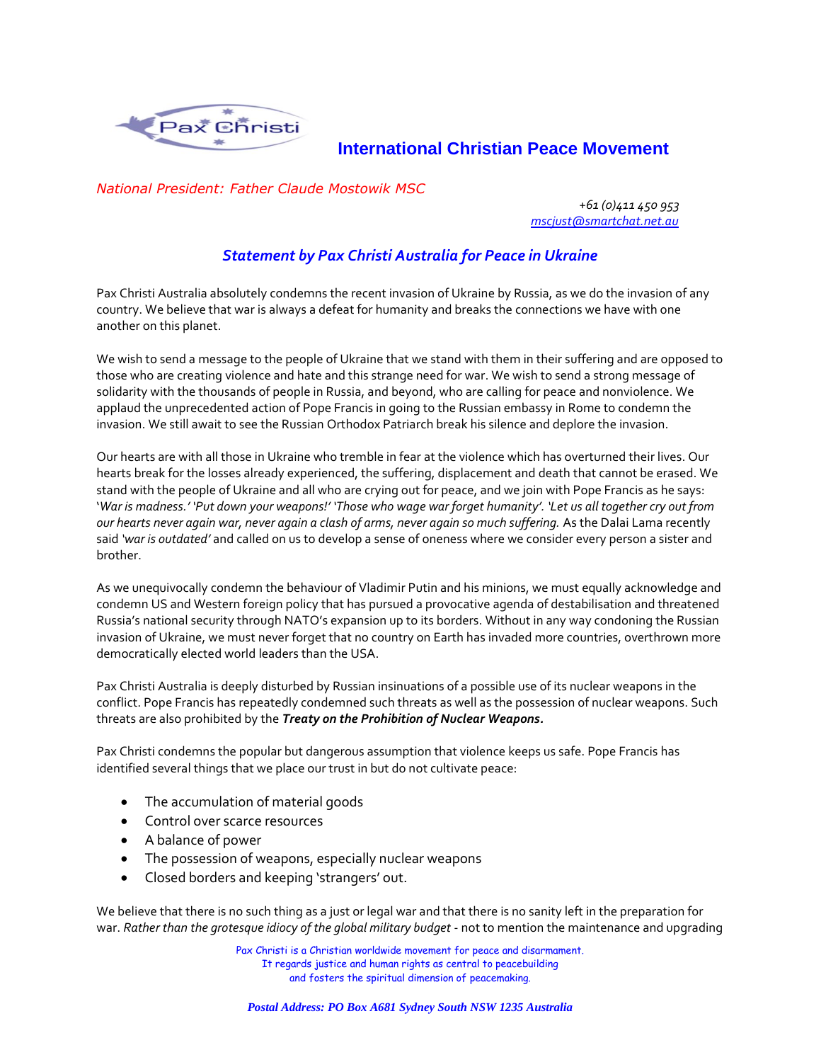Pax Christi

**International Christian Peace Movement**

*National President: Father Claude Mostowik MSC*

*+61 (0)411 450 953*
*mscjust@smartchat.net.au*

## *Statement by Pax Christi Australia for Peace in Ukraine*

Pax Christi Australia absolutely condemns the recent invasion of Ukraine by Russia, as we do the invasion of any country. We believe that war is always a defeat for humanity and breaks the connections we have with one another on this planet.

We wish to send a message to the people of Ukraine that we stand with them in their suffering and are opposed to those who are creating violence and hate and this strange need for war. We wish to send a strong message of solidarity with the thousands of people in Russia, and beyond, who are calling for peace and nonviolence. We applaud the unprecedented action of Pope Francis in going to the Russian embassy in Rome to condemn the invasion. We still await to see the Russian Orthodox Patriarch break his silence and deplore the invasion.

Our hearts are with all those in Ukraine who tremble in fear at the violence which has overturned their lives. Our hearts break for the losses already experienced, the suffering, displacement and death that cannot be erased. We stand with the people of Ukraine and all who are crying out for peace, and we join with Pope Francis as he says: '*War is madness.*' '*Put down your weapons!*' '*Those who wage war forget humanity*'. *'Let us all together cry out from our hearts never again war, never again a clash of arms, never again so much suffering.* As the Dalai Lama recently said *'war is outdated'* and called on us to develop a sense of oneness where we consider every person a sister and brother.

As we unequivocally condemn the behaviour of Vladimir Putin and his minions, we must equally acknowledge and condemn US and Western foreign policy that has pursued a provocative agenda of destabilisation and threatened Russia's national security through NATO's expansion up to its borders. Without in any way condoning the Russian invasion of Ukraine, we must never forget that no country on Earth has invaded more countries, overthrown more democratically elected world leaders than the USA.

Pax Christi Australia is deeply disturbed by Russian insinuations of a possible use of its nuclear weapons in the conflict. Pope Francis has repeatedly condemned such threats as well as the possession of nuclear weapons. Such threats are also prohibited by the ***Treaty on the Prohibition of Nuclear Weapons.***

Pax Christi condemns the popular but dangerous assumption that violence keeps us safe. Pope Francis has identified several things that we place our trust in but do not cultivate peace:

- The accumulation of material goods
- Control over scarce resources
- A balance of power
- The possession of weapons, especially nuclear weapons
- Closed borders and keeping 'strangers' out.

We believe that there is no such thing as a just or legal war and that there is no sanity left in the preparation for war. *Rather than the grotesque idiocy of the global military budget* - not to mention the maintenance and upgrading

Pax Christi is a Christian worldwide movement for peace and disarmament.
It regards justice and human rights as central to peacebuilding
and fosters the spiritual dimension of peacemaking.

***Postal Address: PO Box A681 Sydney South NSW 1235 Australia***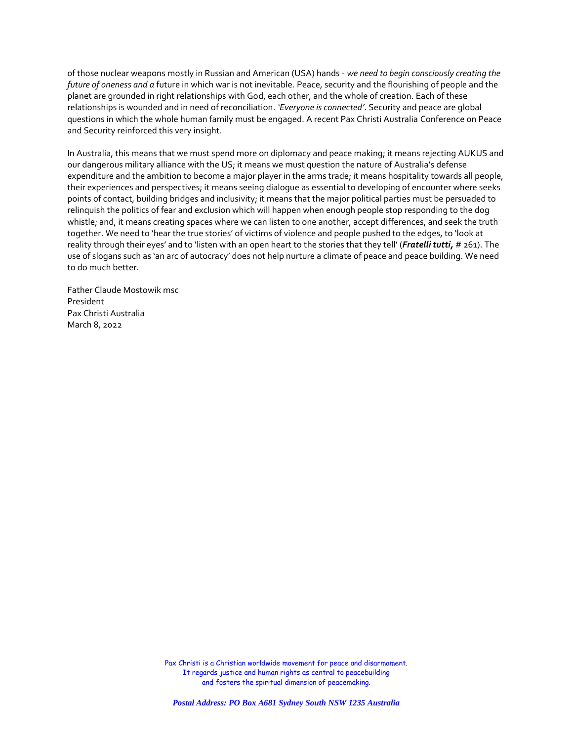of those nuclear weapons mostly in Russian and American (USA) hands - *we need to begin consciously creating the future of oneness and a* future in which war is not inevitable. Peace, security and the flourishing of people and the planet are grounded in right relationships with God, each other, and the whole of creation. Each of these relationships is wounded and in need of reconciliation. *'Everyone is connected'*. Security and peace are global questions in which the whole human family must be engaged. A recent Pax Christi Australia Conference on Peace and Security reinforced this very insight.

In Australia, this means that we must spend more on diplomacy and peace making; it means rejecting AUKUS and our dangerous military alliance with the US; it means we must question the nature of Australia's defense expenditure and the ambition to become a major player in the arms trade; it means hospitality towards all people, their experiences and perspectives; it means seeing dialogue as essential to developing of encounter where seeks points of contact, building bridges and inclusivity; it means that the major political parties must be persuaded to relinquish the politics of fear and exclusion which will happen when enough people stop responding to the dog whistle; and, it means creating spaces where we can listen to one another, accept differences, and seek the truth together. We need to 'hear the true stories' of victims of violence and people pushed to the edges, to 'look at reality through their eyes' and to 'listen with an open heart to the stories that they tell' (***Fratelli tutti,*** # 261). The use of slogans such as 'an arc of autocracy' does not help nurture a climate of peace and peace building. We need to do much better.

Father Claude Mostowik msc
President
Pax Christi Australia
March 8, 2022

Pax Christi is a Christian worldwide movement for peace and disarmament.
It regards justice and human rights as central to peacebuilding
and fosters the spiritual dimension of peacemaking.

***Postal Address: PO Box A681 Sydney South NSW 1235 Australia***